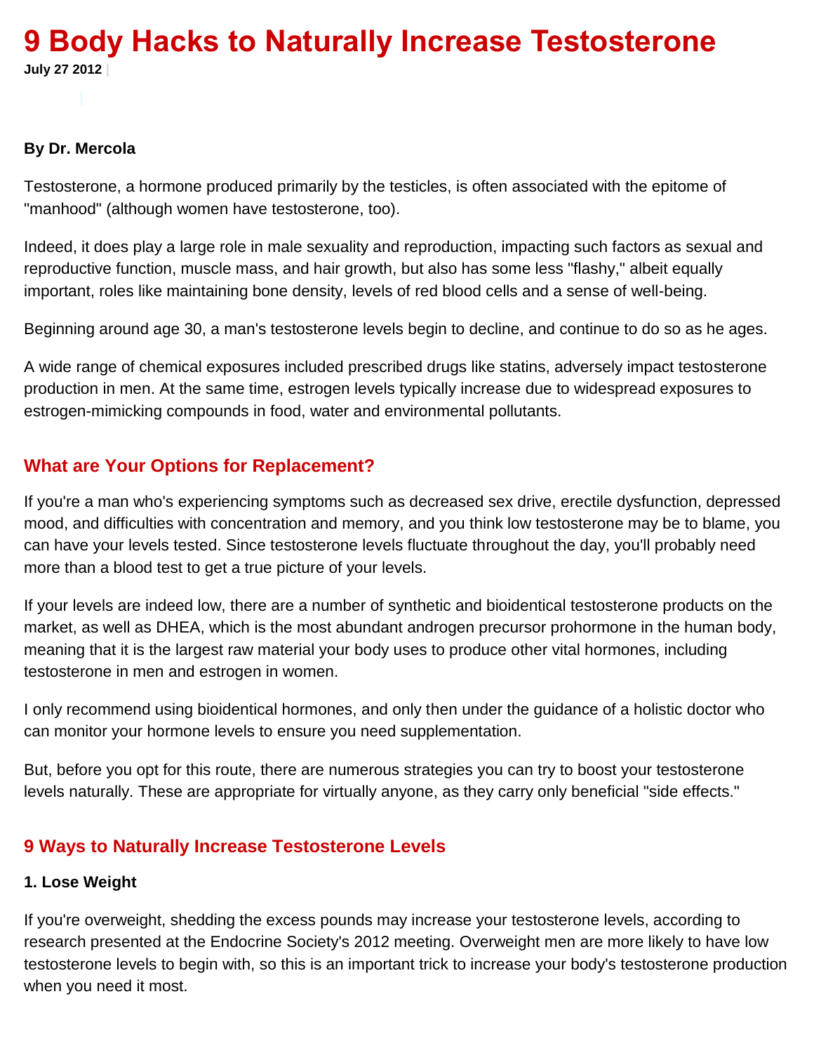# 9 Body Hacks to Naturally Increase Testosterone

**July 27 2012**

**By Dr. Mercola**

Testosterone, a hormone produced primarily by the testicles, is often associated with the epitome of "manhood" (although women have testosterone, too).

Indeed, it does play a large role in male sexuality and reproduction, impacting such factors as sexual and reproductive function, muscle mass, and hair growth, but also has some less "flashy," albeit equally important, roles like maintaining bone density, levels of red blood cells and a sense of well-being.

Beginning around age 30, a man's testosterone levels begin to decline, and continue to do so as he ages.

A wide range of chemical exposures included prescribed drugs like statins, adversely impact testosterone production in men. At the same time, estrogen levels typically increase due to widespread exposures to estrogen-mimicking compounds in food, water and environmental pollutants.

## What are Your Options for Replacement?

If you're a man who's experiencing symptoms such as decreased sex drive, erectile dysfunction, depressed mood, and difficulties with concentration and memory, and you think low testosterone may be to blame, you can have your levels tested. Since testosterone levels fluctuate throughout the day, you'll probably need more than a blood test to get a true picture of your levels.

If your levels are indeed low, there are a number of synthetic and bioidentical testosterone products on the market, as well as DHEA, which is the most abundant androgen precursor prohormone in the human body, meaning that it is the largest raw material your body uses to produce other vital hormones, including testosterone in men and estrogen in women.

I only recommend using bioidentical hormones, and only then under the guidance of a holistic doctor who can monitor your hormone levels to ensure you need supplementation.

But, before you opt for this route, there are numerous strategies you can try to boost your testosterone levels naturally. These are appropriate for virtually anyone, as they carry only beneficial "side effects."

## 9 Ways to Naturally Increase Testosterone Levels

### 1. Lose Weight

If you're overweight, shedding the excess pounds may increase your testosterone levels, according to research presented at the Endocrine Society's 2012 meeting. Overweight men are more likely to have low testosterone levels to begin with, so this is an important trick to increase your body's testosterone production when you need it most.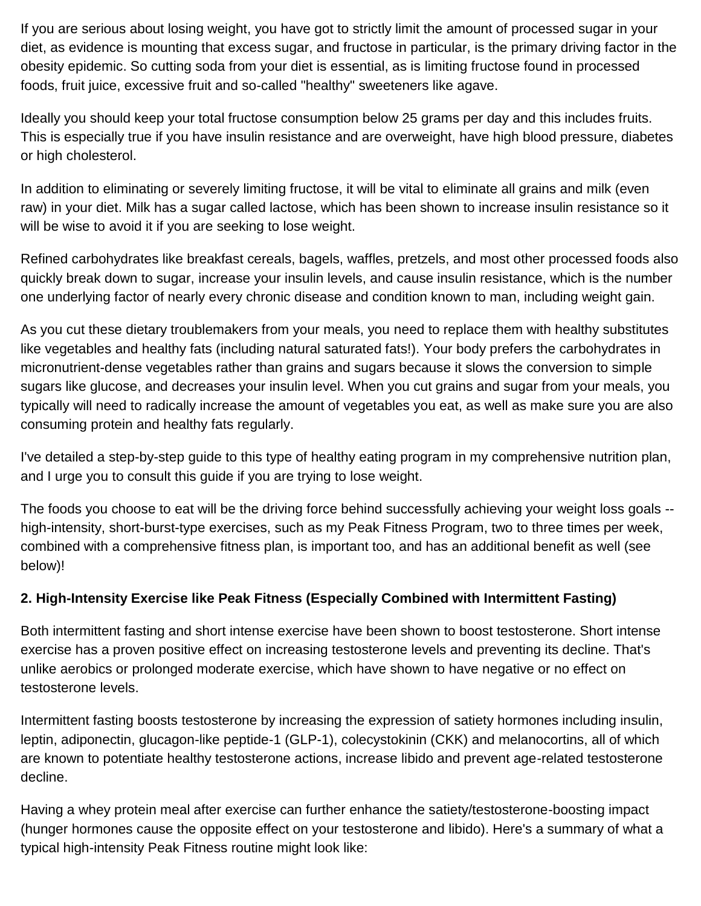If you are serious about losing weight, you have got to strictly limit the amount of processed sugar in your diet, as evidence is mounting that excess sugar, and fructose in particular, is the primary driving factor in the obesity epidemic. So cutting soda from your diet is essential, as is limiting fructose found in processed foods, fruit juice, excessive fruit and so-called "healthy" sweeteners like agave.

Ideally you should keep your total fructose consumption below 25 grams per day and this includes fruits. This is especially true if you have insulin resistance and are overweight, have high blood pressure, diabetes or high cholesterol.

In addition to eliminating or severely limiting fructose, it will be vital to eliminate all grains and milk (even raw) in your diet. Milk has a sugar called lactose, which has been shown to increase insulin resistance so it will be wise to avoid it if you are seeking to lose weight.

Refined carbohydrates like breakfast cereals, bagels, waffles, pretzels, and most other processed foods also quickly break down to sugar, increase your insulin levels, and cause insulin resistance, which is the number one underlying factor of nearly every chronic disease and condition known to man, including weight gain.

As you cut these dietary troublemakers from your meals, you need to replace them with healthy substitutes like vegetables and healthy fats (including natural saturated fats!). Your body prefers the carbohydrates in micronutrient-dense vegetables rather than grains and sugars because it slows the conversion to simple sugars like glucose, and decreases your insulin level. When you cut grains and sugar from your meals, you typically will need to radically increase the amount of vegetables you eat, as well as make sure you are also consuming protein and healthy fats regularly.

I've detailed a step-by-step guide to this type of healthy eating program in my comprehensive nutrition plan, and I urge you to consult this guide if you are trying to lose weight.

The foods you choose to eat will be the driving force behind successfully achieving your weight loss goals -- high-intensity, short-burst-type exercises, such as my Peak Fitness Program, two to three times per week, combined with a comprehensive fitness plan, is important too, and has an additional benefit as well (see below)!

**2. High-Intensity Exercise like Peak Fitness (Especially Combined with Intermittent Fasting)**

Both intermittent fasting and short intense exercise have been shown to boost testosterone. Short intense exercise has a proven positive effect on increasing testosterone levels and preventing its decline. That's unlike aerobics or prolonged moderate exercise, which have shown to have negative or no effect on testosterone levels.

Intermittent fasting boosts testosterone by increasing the expression of satiety hormones including insulin, leptin, adiponectin, glucagon-like peptide-1 (GLP-1), colecystokinin (CKK) and melanocortins, all of which are known to potentiate healthy testosterone actions, increase libido and prevent age-related testosterone decline.

Having a whey protein meal after exercise can further enhance the satiety/testosterone-boosting impact (hunger hormones cause the opposite effect on your testosterone and libido). Here's a summary of what a typical high-intensity Peak Fitness routine might look like: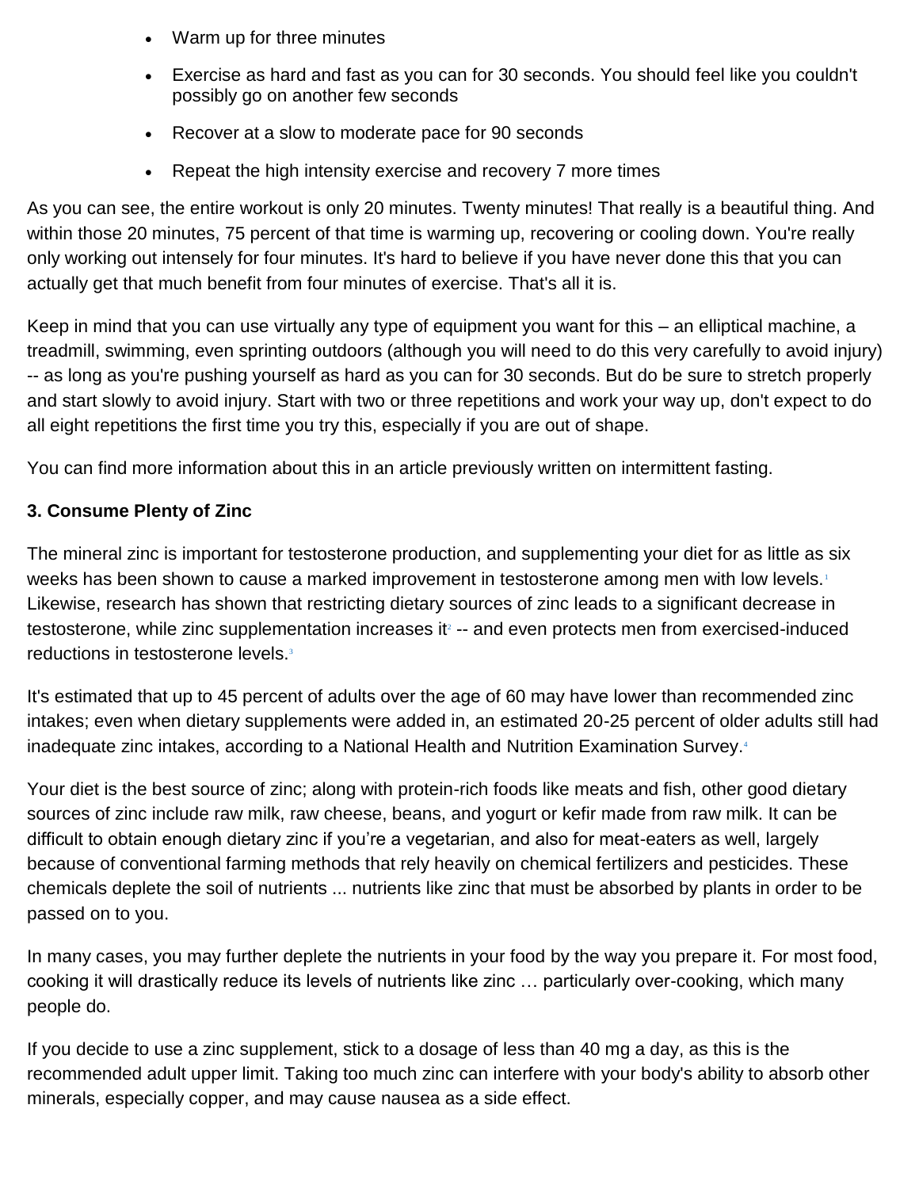- Warm up for three minutes
- Exercise as hard and fast as you can for 30 seconds. You should feel like you couldn't possibly go on another few seconds
- Recover at a slow to moderate pace for 90 seconds
- Repeat the high intensity exercise and recovery 7 more times

As you can see, the entire workout is only 20 minutes. Twenty minutes! That really is a beautiful thing. And within those 20 minutes, 75 percent of that time is warming up, recovering or cooling down. You're really only working out intensely for four minutes. It's hard to believe if you have never done this that you can actually get that much benefit from four minutes of exercise. That's all it is.

Keep in mind that you can use virtually any type of equipment you want for this – an elliptical machine, a treadmill, swimming, even sprinting outdoors (although you will need to do this very carefully to avoid injury) -- as long as you're pushing yourself as hard as you can for 30 seconds. But do be sure to stretch properly and start slowly to avoid injury. Start with two or three repetitions and work your way up, don't expect to do all eight repetitions the first time you try this, especially if you are out of shape.

You can find more information about this in an article previously written on intermittent fasting.

### 3. Consume Plenty of Zinc

The mineral zinc is important for testosterone production, and supplementing your diet for as little as six weeks has been shown to cause a marked improvement in testosterone among men with low levels.[1] Likewise, research has shown that restricting dietary sources of zinc leads to a significant decrease in testosterone, while zinc supplementation increases it[2] -- and even protects men from exercised-induced reductions in testosterone levels.[3]

It's estimated that up to 45 percent of adults over the age of 60 may have lower than recommended zinc intakes; even when dietary supplements were added in, an estimated 20-25 percent of older adults still had inadequate zinc intakes, according to a National Health and Nutrition Examination Survey.[4]

Your diet is the best source of zinc; along with protein-rich foods like meats and fish, other good dietary sources of zinc include raw milk, raw cheese, beans, and yogurt or kefir made from raw milk. It can be difficult to obtain enough dietary zinc if you're a vegetarian, and also for meat-eaters as well, largely because of conventional farming methods that rely heavily on chemical fertilizers and pesticides. These chemicals deplete the soil of nutrients ... nutrients like zinc that must be absorbed by plants in order to be passed on to you.

In many cases, you may further deplete the nutrients in your food by the way you prepare it. For most food, cooking it will drastically reduce its levels of nutrients like zinc … particularly over-cooking, which many people do.

If you decide to use a zinc supplement, stick to a dosage of less than 40 mg a day, as this is the recommended adult upper limit. Taking too much zinc can interfere with your body's ability to absorb other minerals, especially copper, and may cause nausea as a side effect.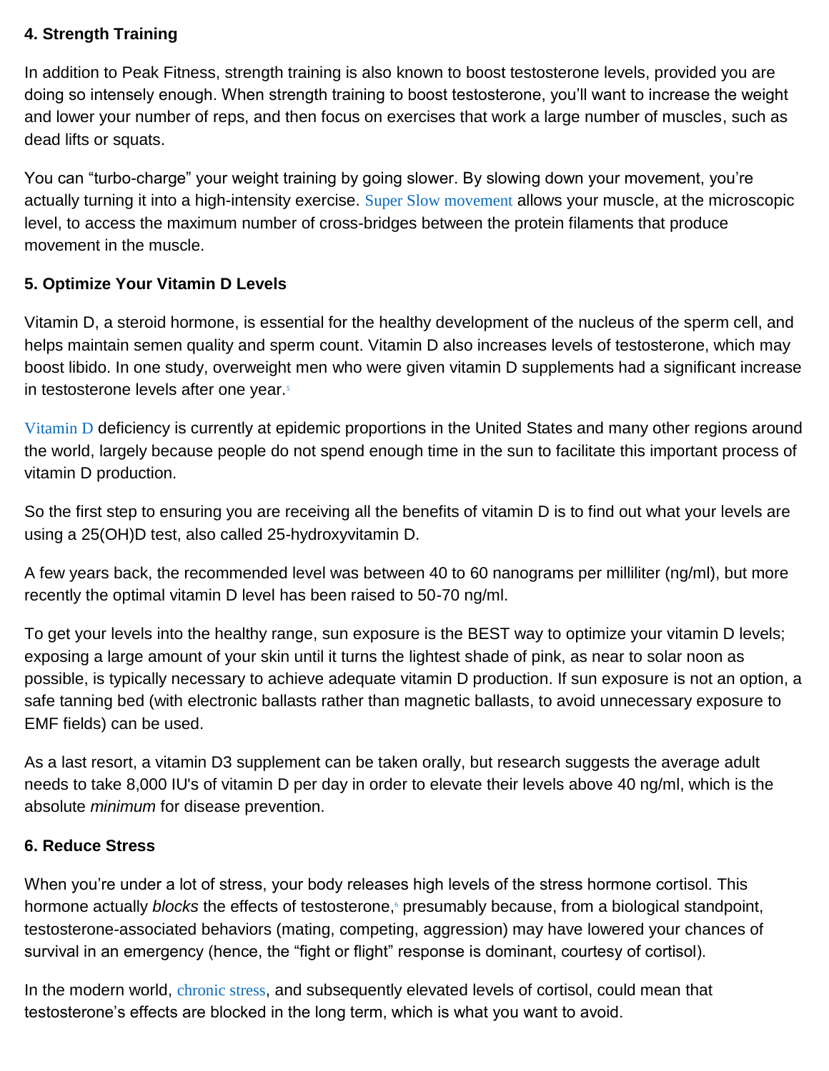### 4. Strength Training

In addition to Peak Fitness, strength training is also known to boost testosterone levels, provided you are doing so intensely enough. When strength training to boost testosterone, you'll want to increase the weight and lower your number of reps, and then focus on exercises that work a large number of muscles, such as dead lifts or squats.

You can "turbo-charge" your weight training by going slower. By slowing down your movement, you're actually turning it into a high-intensity exercise. Super Slow movement allows your muscle, at the microscopic level, to access the maximum number of cross-bridges between the protein filaments that produce movement in the muscle.

### 5. Optimize Your Vitamin D Levels

Vitamin D, a steroid hormone, is essential for the healthy development of the nucleus of the sperm cell, and helps maintain semen quality and sperm count. Vitamin D also increases levels of testosterone, which may boost libido. In one study, overweight men who were given vitamin D supplements had a significant increase in testosterone levels after one year.[5]

Vitamin D deficiency is currently at epidemic proportions in the United States and many other regions around the world, largely because people do not spend enough time in the sun to facilitate this important process of vitamin D production.

So the first step to ensuring you are receiving all the benefits of vitamin D is to find out what your levels are using a 25(OH)D test, also called 25-hydroxyvitamin D.

A few years back, the recommended level was between 40 to 60 nanograms per milliliter (ng/ml), but more recently the optimal vitamin D level has been raised to 50-70 ng/ml.

To get your levels into the healthy range, sun exposure is the BEST way to optimize your vitamin D levels; exposing a large amount of your skin until it turns the lightest shade of pink, as near to solar noon as possible, is typically necessary to achieve adequate vitamin D production. If sun exposure is not an option, a safe tanning bed (with electronic ballasts rather than magnetic ballasts, to avoid unnecessary exposure to EMF fields) can be used.

As a last resort, a vitamin D3 supplement can be taken orally, but research suggests the average adult needs to take 8,000 IU's of vitamin D per day in order to elevate their levels above 40 ng/ml, which is the absolute *minimum* for disease prevention.

### 6. Reduce Stress

When you're under a lot of stress, your body releases high levels of the stress hormone cortisol. This hormone actually *blocks* the effects of testosterone,[6] presumably because, from a biological standpoint, testosterone-associated behaviors (mating, competing, aggression) may have lowered your chances of survival in an emergency (hence, the "fight or flight" response is dominant, courtesy of cortisol).

In the modern world, chronic stress, and subsequently elevated levels of cortisol, could mean that testosterone's effects are blocked in the long term, which is what you want to avoid.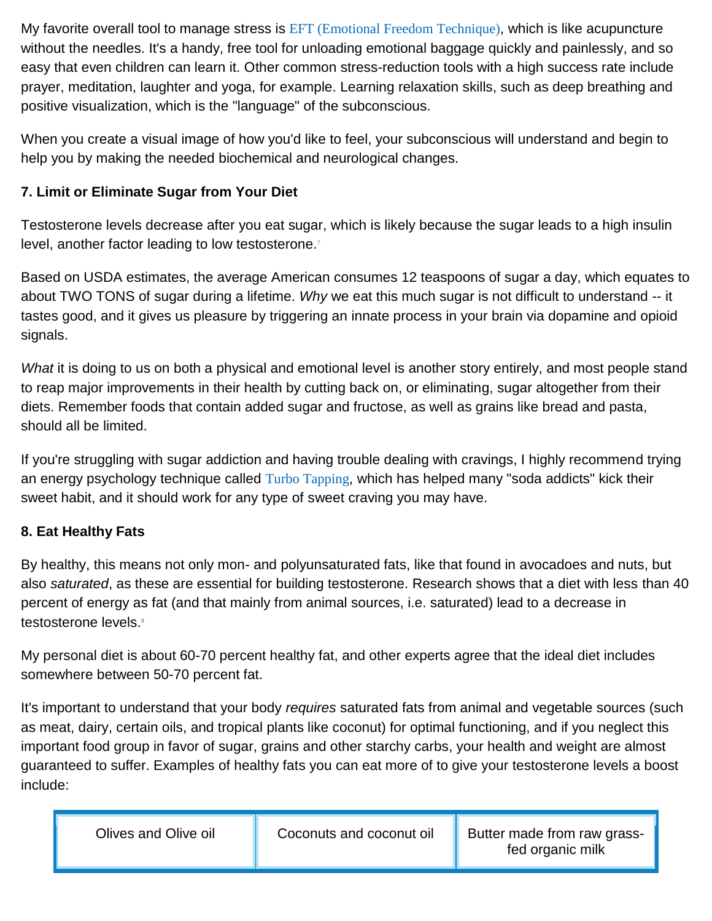My favorite overall tool to manage stress is EFT (Emotional Freedom Technique), which is like acupuncture without the needles. It's a handy, free tool for unloading emotional baggage quickly and painlessly, and so easy that even children can learn it. Other common stress-reduction tools with a high success rate include prayer, meditation, laughter and yoga, for example. Learning relaxation skills, such as deep breathing and positive visualization, which is the "language" of the subconscious.

When you create a visual image of how you'd like to feel, your subconscious will understand and begin to help you by making the needed biochemical and neurological changes.

**7. Limit or Eliminate Sugar from Your Diet**

Testosterone levels decrease after you eat sugar, which is likely because the sugar leads to a high insulin level, another factor leading to low testosterone.[7]

Based on USDA estimates, the average American consumes 12 teaspoons of sugar a day, which equates to about TWO TONS of sugar during a lifetime. *Why* we eat this much sugar is not difficult to understand -- it tastes good, and it gives us pleasure by triggering an innate process in your brain via dopamine and opioid signals.

*What* it is doing to us on both a physical and emotional level is another story entirely, and most people stand to reap major improvements in their health by cutting back on, or eliminating, sugar altogether from their diets. Remember foods that contain added sugar and fructose, as well as grains like bread and pasta, should all be limited.

If you're struggling with sugar addiction and having trouble dealing with cravings, I highly recommend trying an energy psychology technique called Turbo Tapping, which has helped many "soda addicts" kick their sweet habit, and it should work for any type of sweet craving you may have.

**8. Eat Healthy Fats**

By healthy, this means not only mon- and polyunsaturated fats, like that found in avocadoes and nuts, but also *saturated*, as these are essential for building testosterone. Research shows that a diet with less than 40 percent of energy as fat (and that mainly from animal sources, i.e. saturated) lead to a decrease in testosterone levels.[8]

My personal diet is about 60-70 percent healthy fat, and other experts agree that the ideal diet includes somewhere between 50-70 percent fat.

It's important to understand that your body *requires* saturated fats from animal and vegetable sources (such as meat, dairy, certain oils, and tropical plants like coconut) for optimal functioning, and if you neglect this important food group in favor of sugar, grains and other starchy carbs, your health and weight are almost guaranteed to suffer. Examples of healthy fats you can eat more of to give your testosterone levels a boost include:

| Olives and Olive oil | Coconuts and coconut oil | Butter made from raw grass-fed organic milk |
|---|---|---|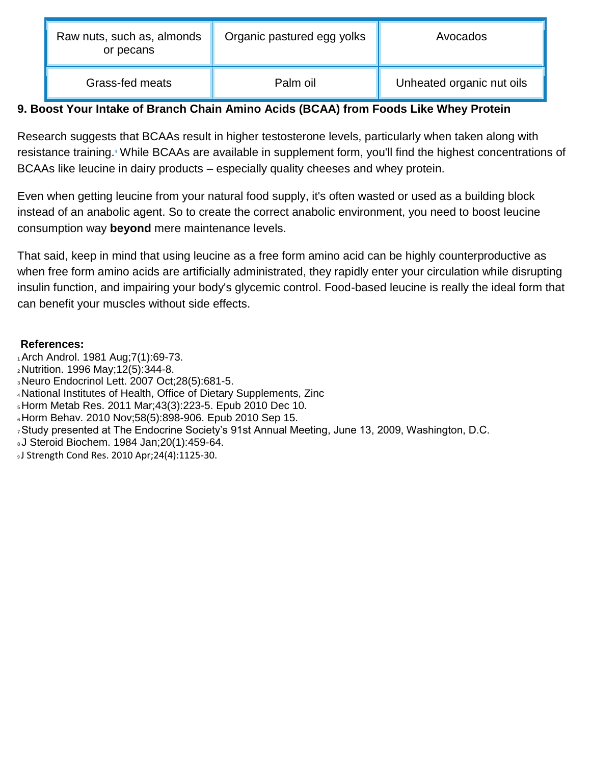| | | |
|---|---|---|
| Raw nuts, such as, almonds or pecans | Organic pastured egg yolks | Avocados |
| Grass-fed meats | Palm oil | Unheated organic nut oils |

**9. Boost Your Intake of Branch Chain Amino Acids (BCAA) from Foods Like Whey Protein**

Research suggests that BCAAs result in higher testosterone levels, particularly when taken along with resistance training.[9] While BCAAs are available in supplement form, you'll find the highest concentrations of BCAAs like leucine in dairy products – especially quality cheeses and whey protein.

Even when getting leucine from your natural food supply, it's often wasted or used as a building block instead of an anabolic agent. So to create the correct anabolic environment, you need to boost leucine consumption way **beyond** mere maintenance levels.

That said, keep in mind that using leucine as a free form amino acid can be highly counterproductive as when free form amino acids are artificially administrated, they rapidly enter your circulation while disrupting insulin function, and impairing your body's glycemic control. Food-based leucine is really the ideal form that can benefit your muscles without side effects.

**References:**

1. Arch Androl. 1981 Aug;7(1):69-73.
2. Nutrition. 1996 May;12(5):344-8.
3. Neuro Endocrinol Lett. 2007 Oct;28(5):681-5.
4. National Institutes of Health, Office of Dietary Supplements, Zinc
5. Horm Metab Res. 2011 Mar;43(3):223-5. Epub 2010 Dec 10.
6. Horm Behav. 2010 Nov;58(5):898-906. Epub 2010 Sep 15.
7. Study presented at The Endocrine Society's 91st Annual Meeting, June 13, 2009, Washington, D.C.
8. J Steroid Biochem. 1984 Jan;20(1):459-64.
9. J Strength Cond Res. 2010 Apr;24(4):1125-30.